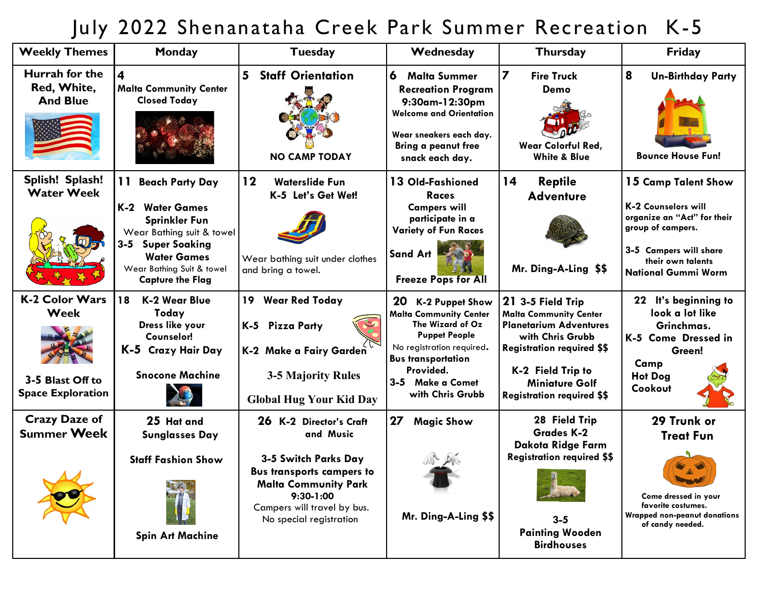# July 2022 Shenanataha Creek Park Summer Recreation K-5

| Weekly Themes | Monday | Tuesday | Wednesday | Thursday | Friday |
|---|---|---|---|---|---|
| **Hurrah for the Red, White, And Blue** | **4** Malta Community Center Closed Today | **5 Staff Orientation** NO CAMP TODAY | **6 Malta Summer Recreation Program 9:30am-12:30pm** Welcome and Orientation. Wear sneakers each day. Bring a peanut free snack each day. | **7 Fire Truck Demo** Wear Colorful Red, White & Blue | **8 Un-Birthday Party** Bounce House Fun! |
| **Splish! Splash! Water Week** | **11 Beach Party Day** K-2 Water Games Sprinkler Fun. Wear Bathing suit & towel. 3-5 Super Soaking Water Games. Wear Bathing Suit & towel. Capture the Flag | **12 Waterslide Fun** K-5 Let's Get Wet! Wear bathing suit under clothes and bring a towel. | **13 Old-Fashioned Races** Campers will participate in a Variety of Fun Races. Sand Art. Freeze Pops for All | **14 Reptile Adventure** Mr. Ding-A-Ling $$ | **15 Camp Talent Show** K-2 Counselors will organize an "Act" for their group of campers. 3-5 Campers will share their own talents. National Gummi Worm |
| **K-2 Color Wars Week** **3-5 Blast Off to Space Exploration** | **18 K-2 Wear Blue Today** Dress like your Counselor! K-5 Crazy Hair Day. Snocone Machine | **19 Wear Red Today** K-5 Pizza Party. K-2 Make a Fairy Garden. 3-5 Majority Rules. Global Hug Your Kid Day | **20 K-2 Puppet Show** Malta Community Center The Wizard of Oz Puppet People. No registration required. Bus transportation Provided. 3-5 Make a Comet with Chris Grubb | **21 3-5 Field Trip** Malta Community Center Planetarium Adventures with Chris Grubb. Registration required $$. K-2 Field Trip to Miniature Golf. Registration required $$ | **22 It's beginning to look a lot like Grinchmas.** K-5 Come Dressed in Green! Camp Hot Dog Cookout |
| **Crazy Daze of Summer Week** | **25 Hat and Sunglasses Day** Staff Fashion Show. Spin Art Machine | **26 K-2 Director's Craft and Music** 3-5 Switch Parks Day. Bus transports campers to Malta Community Park 9:30-1:00. Campers will travel by bus. No special registration | **27 Magic Show** Mr. Ding-A-Ling $$ | **28 Field Trip Grades K-2** Dakota Ridge Farm. Registration required $$. 3-5 Painting Wooden Birdhouses | **29 Trunk or Treat Fun** Come dressed in your favorite costumes. Wrapped non-peanut donations of candy needed. |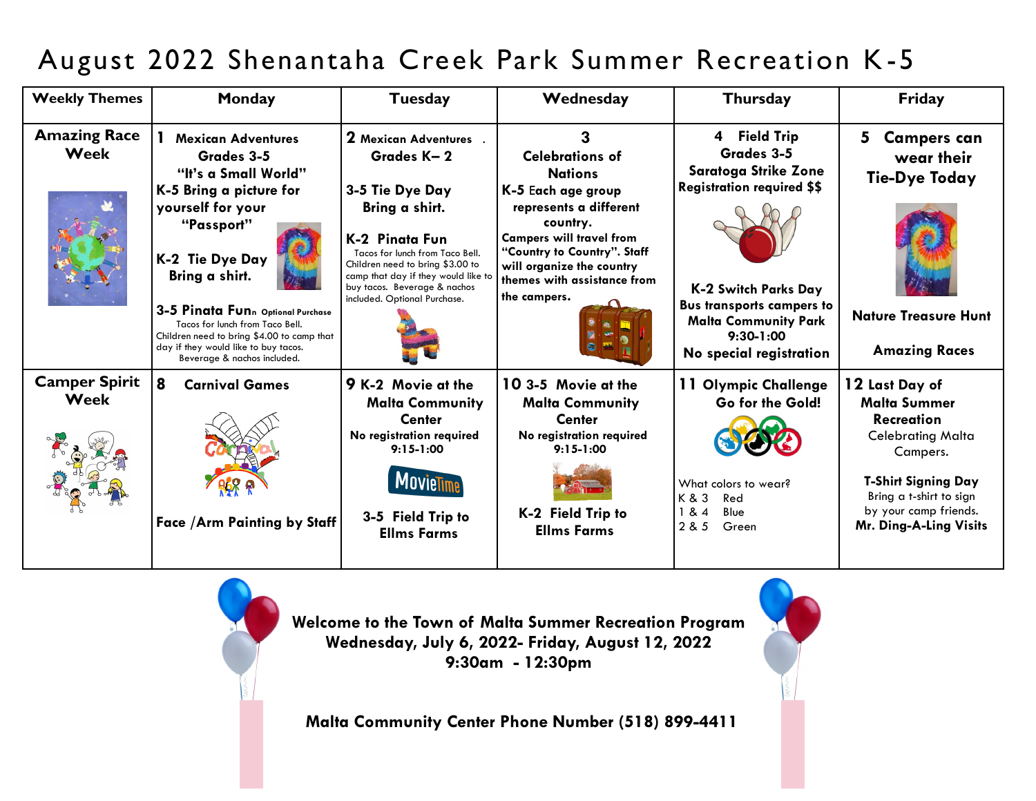# August 2022 Shenantaha Creek Park Summer Recreation K-5

| Weekly Themes | Monday | Tuesday | Wednesday | Thursday | Friday |
|---|---|---|---|---|---|
| **Amazing Race Week** | **1 Mexican Adventures Grades 3-5** **"It's a Small World"** **K-5 Bring a picture for yourself for your "Passport"** **K-2 Tie Dye Day Bring a shirt.** **3-5 Pinata Funn** Optional Purchase Tacos for lunch from Taco Bell. Children need to bring $4.00 to camp that day if they would like to buy tacos. Beverage & nachos included. | **2 Mexican Adventures . Grades K– 2** **3-5 Tie Dye Day Bring a shirt.** **K-2 Pinata Fun** Tacos for lunch from Taco Bell. Children need to bring $3.00 to camp that day if they would like to buy tacos. Beverage & nachos included. Optional Purchase. | **3 Celebrations of Nations** **K-5 Each age group represents a different country.** **Campers will travel from "Country to Country". Staff will organize the country themes with assistance from the campers.** | **4 Field Trip Grades 3-5 Saratoga Strike Zone Registration required $$** **K-2 Switch Parks Day Bus transports campers to Malta Community Park 9:30-1:00 No special registration** | **5 Campers can wear their Tie-Dye Today** **Nature Treasure Hunt** **Amazing Races** |
| **Camper Spirit Week** | **8 Carnival Games** **Face /Arm Painting by Staff** | **9 K-2 Movie at the Malta Community Center** **No registration required 9:15-1:00** MovieTime **3-5 Field Trip to Ellms Farms** | **10 3-5 Movie at the Malta Community Center** **No registration required 9:15-1:00** **K-2 Field Trip to Ellms Farms** | **11 Olympic Challenge Go for the Gold!** What colors to wear? K & 3 Red 1 & 4 Blue 2 & 5 Green | **12 Last Day of Malta Summer Recreation** Celebrating Malta Campers. **T-Shirt Signing Day** Bring a t-shirt to sign by your camp friends. **Mr. Ding-A-Ling Visits** |

**Welcome to the Town of Malta Summer Recreation Program**
**Wednesday, July 6, 2022- Friday, August 12, 2022**
**9:30am - 12:30pm**

**Malta Community Center Phone Number (518) 899-4411**